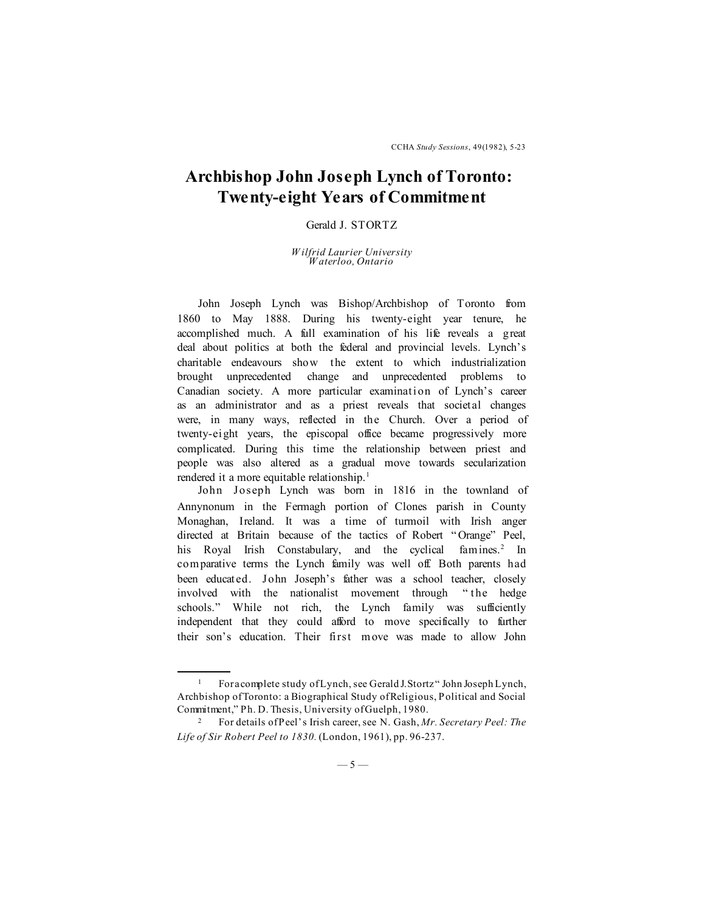# Archbishop John Joseph Lynch of Toronto: Twenty-eight Years of Commitment

Gerald J. STORTZ

*Wilfrid Laurier University*
*Waterloo, Ontario*

John Joseph Lynch was Bishop/Archbishop of Toronto from 1860 to May 1888. During his twenty-eight year tenure, he accomplished much. A full examination of his life reveals a great deal about politics at both the federal and provincial levels. Lynch's charitable endeavours show the extent to which industrialization brought unprecedented change and unprecedented problems to Canadian society. A more particular examination of Lynch's career as an administrator and as a priest reveals that societal changes were, in many ways, reflected in the Church. Over a period of twenty-eight years, the episcopal office became progressively more complicated. During this time the relationship between priest and people was also altered as a gradual move towards secularization rendered it a more equitable relationship.[1]

John Joseph Lynch was born in 1816 in the townland of Annynonum in the Fermagh portion of Clones parish in County Monaghan, Ireland. It was a time of turmoil with Irish anger directed at Britain because of the tactics of Robert "Orange" Peel, his Royal Irish Constabulary, and the cyclical famines.[2] In comparative terms the Lynch family was well off. Both parents had been educated. John Joseph's father was a school teacher, closely involved with the nationalist movement through "the hedge schools." While not rich, the Lynch family was sufficiently independent that they could afford to move specifically to further their son's education. Their first move was made to allow John

---

[1] For a complete study of Lynch, see Gerald J. Stortz "John Joseph Lynch, Archbishop of Toronto: a Biographical Study of Religious, Political and Social Commitment," Ph. D. Thesis, University of Guelph, 1980.

[2] For details of Peel's Irish career, see N. Gash, *Mr. Secretary Peel: The Life of Sir Robert Peel to 1830.* (London, 1961), pp. 96-237.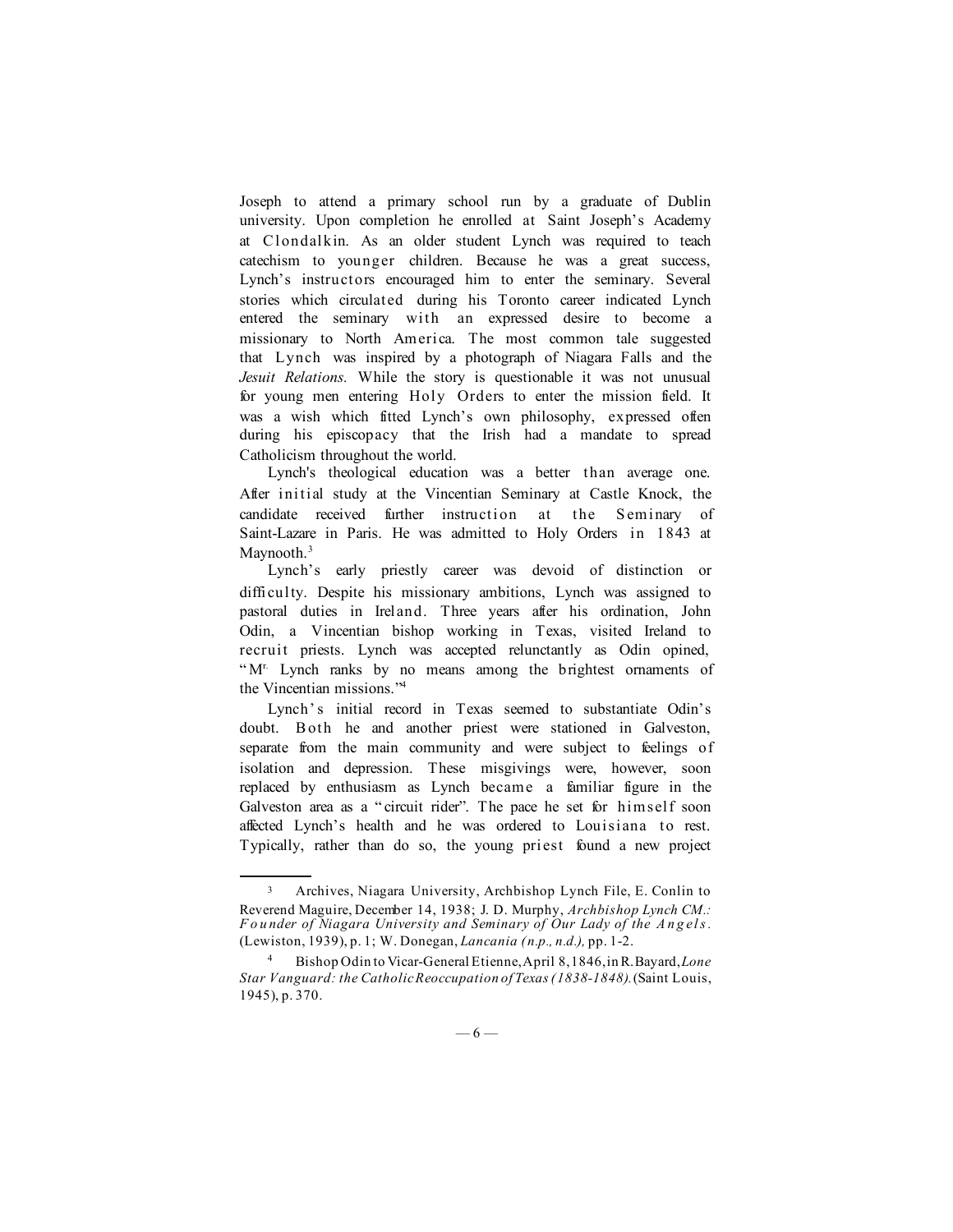Joseph to attend a primary school run by a graduate of Dublin university. Upon completion he enrolled at Saint Joseph's Academy at Clondalkin. As an older student Lynch was required to teach catechism to younger children. Because he was a great success, Lynch's instructors encouraged him to enter the seminary. Several stories which circulated during his Toronto career indicated Lynch entered the seminary with an expressed desire to become a missionary to North America. The most common tale suggested that Lynch was inspired by a photograph of Niagara Falls and the *Jesuit Relations.* While the story is questionable it was not unusual for young men entering Holy Orders to enter the mission field. It was a wish which fitted Lynch's own philosophy, expressed often during his episcopacy that the Irish had a mandate to spread Catholicism throughout the world.

Lynch's theological education was a better than average one. After initial study at the Vincentian Seminary at Castle Knock, the candidate received further instruction at the Seminary of Saint-Lazare in Paris. He was admitted to Holy Orders in 1843 at Maynooth.[3]

Lynch's early priestly career was devoid of distinction or difficulty. Despite his missionary ambitions, Lynch was assigned to pastoral duties in Ireland. Three years after his ordination, John Odin, a Vincentian bishop working in Texas, visited Ireland to recruit priests. Lynch was accepted relunctantly as Odin opined, "Mr. Lynch ranks by no means among the brightest ornaments of the Vincentian missions."[4]

Lynch's initial record in Texas seemed to substantiate Odin's doubt. Both he and another priest were stationed in Galveston, separate from the main community and were subject to feelings of isolation and depression. These misgivings were, however, soon replaced by enthusiasm as Lynch became a familiar figure in the Galveston area as a "circuit rider". The pace he set for himself soon affected Lynch's health and he was ordered to Louisiana to rest. Typically, rather than do so, the young priest found a new project

---

[3] Archives, Niagara University, Archbishop Lynch File, E. Conlin to Reverend Maguire, December 14, 1938; J. D. Murphy, *Archbishop Lynch CM.: Founder of Niagara University and Seminary of Our Lady of the Angels.* (Lewiston, 1939), p. 1; W. Donegan, *Lancania (n.p., n.d.),* pp. 1-2.

[4] Bishop Odin to Vicar-General Etienne, April 8, 1846, in R. Bayard, *Lone Star Vanguard: the Catholic Reoccupation of Texas (1838-1848).* (Saint Louis, 1945), p. 370.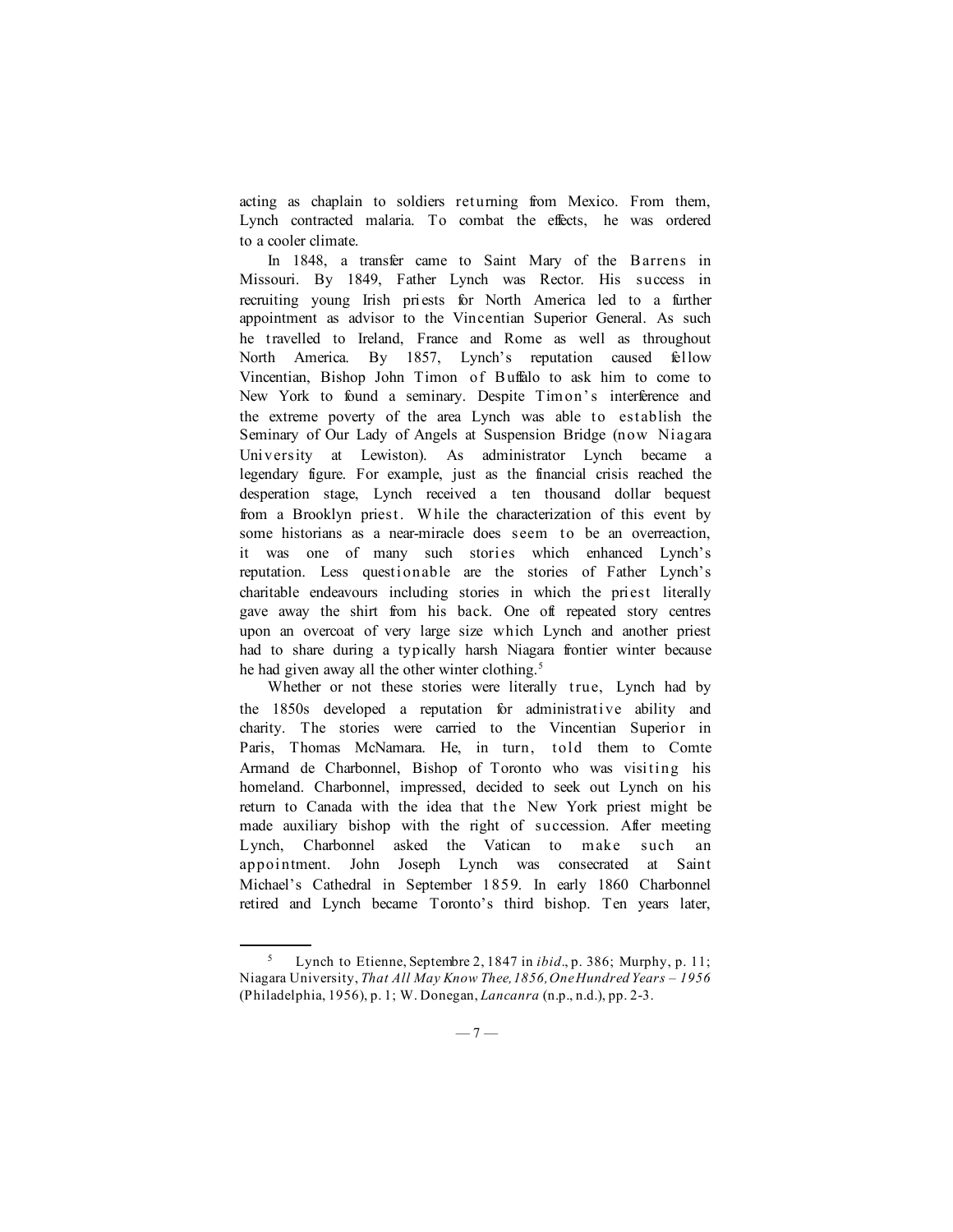acting as chaplain to soldiers returning from Mexico. From them, Lynch contracted malaria. To combat the effects, he was ordered to a cooler climate.

In 1848, a transfer came to Saint Mary of the Barrens in Missouri. By 1849, Father Lynch was Rector. His success in recruiting young Irish priests for North America led to a further appointment as advisor to the Vincentian Superior General. As such he travelled to Ireland, France and Rome as well as throughout North America. By 1857, Lynch's reputation caused fellow Vincentian, Bishop John Timon of Buffalo to ask him to come to New York to found a seminary. Despite Timon's interference and the extreme poverty of the area Lynch was able to establish the Seminary of Our Lady of Angels at Suspension Bridge (now Niagara University at Lewiston). As administrator Lynch became a legendary figure. For example, just as the financial crisis reached the desperation stage, Lynch received a ten thousand dollar bequest from a Brooklyn priest. While the characterization of this event by some historians as a near-miracle does seem to be an overreaction, it was one of many such stories which enhanced Lynch's reputation. Less questionable are the stories of Father Lynch's charitable endeavours including stories in which the priest literally gave away the shirt from his back. One oft repeated story centres upon an overcoat of very large size which Lynch and another priest had to share during a typically harsh Niagara frontier winter because he had given away all the other winter clothing.[5]

Whether or not these stories were literally true, Lynch had by the 1850s developed a reputation for administrative ability and charity. The stories were carried to the Vincentian Superior in Paris, Thomas McNamara. He, in turn, told them to Comte Armand de Charbonnel, Bishop of Toronto who was visiting his homeland. Charbonnel, impressed, decided to seek out Lynch on his return to Canada with the idea that the New York priest might be made auxiliary bishop with the right of succession. After meeting Lynch, Charbonnel asked the Vatican to make such an appointment. John Joseph Lynch was consecrated at Saint Michael's Cathedral in September 1859. In early 1860 Charbonnel retired and Lynch became Toronto's third bishop. Ten years later,

---

[5] Lynch to Etienne, Septembre 2, 1847 in *ibid*., p. 386; Murphy, p. 11; Niagara University, *That All May Know Thee, 1856, One Hundred Years – 1956* (Philadelphia, 1956), p. 1; W. Donegan, *Lancanra* (n.p., n.d.), pp. 2-3.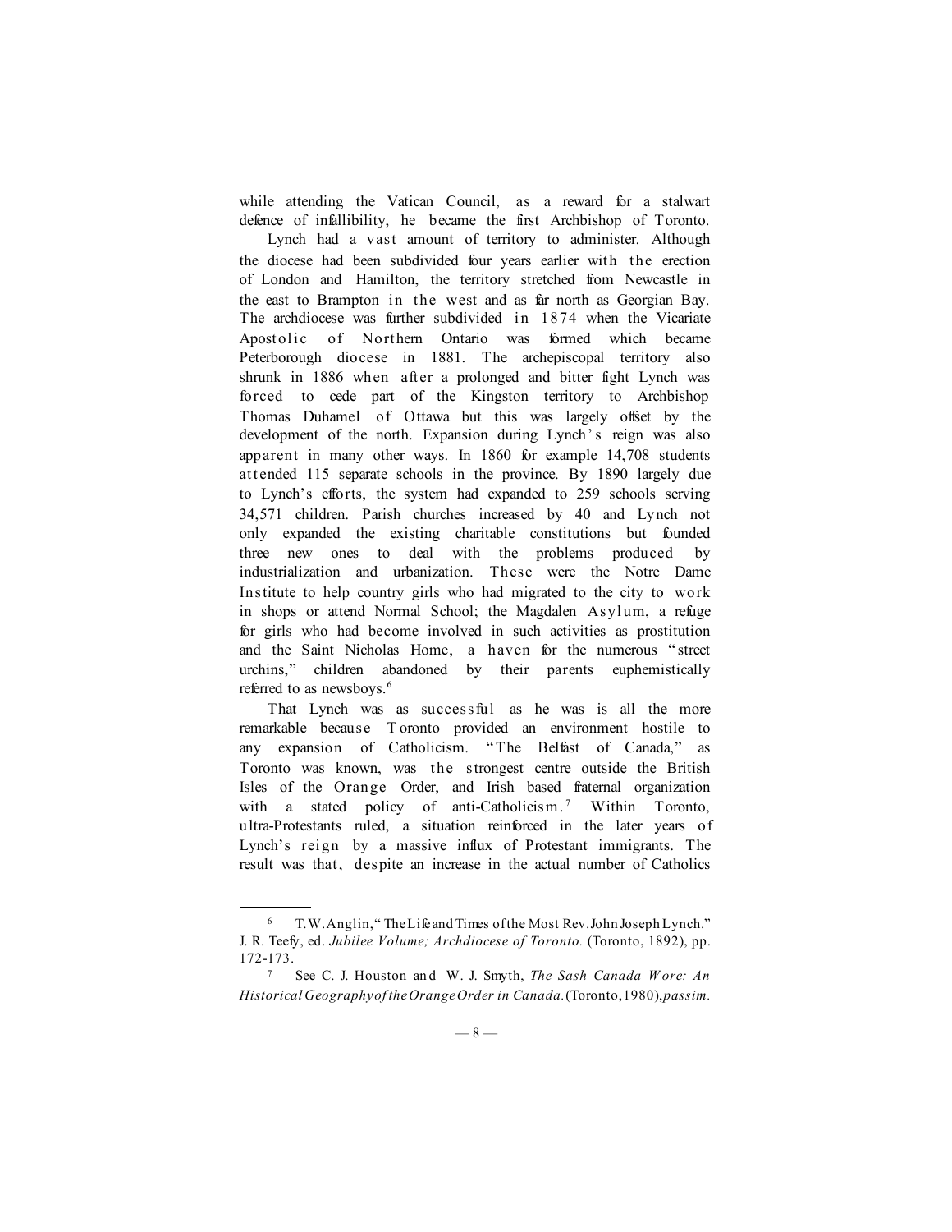while attending the Vatican Council, as a reward for a stalwart defence of infallibility, he became the first Archbishop of Toronto.

Lynch had a vast amount of territory to administer. Although the diocese had been subdivided four years earlier with the erection of London and Hamilton, the territory stretched from Newcastle in the east to Brampton in the west and as far north as Georgian Bay. The archdiocese was further subdivided in 1874 when the Vicariate Apostolic of Northern Ontario was formed which became Peterborough diocese in 1881. The archepiscopal territory also shrunk in 1886 when after a prolonged and bitter fight Lynch was forced to cede part of the Kingston territory to Archbishop Thomas Duhamel of Ottawa but this was largely offset by the development of the north. Expansion during Lynch's reign was also apparent in many other ways. In 1860 for example 14,708 students attended 115 separate schools in the province. By 1890 largely due to Lynch's efforts, the system had expanded to 259 schools serving 34,571 children. Parish churches increased by 40 and Lynch not only expanded the existing charitable constitutions but founded three new ones to deal with the problems produced by industrialization and urbanization. These were the Notre Dame Institute to help country girls who had migrated to the city to work in shops or attend Normal School; the Magdalen Asylum, a refuge for girls who had become involved in such activities as prostitution and the Saint Nicholas Home, a haven for the numerous "street urchins," children abandoned by their parents euphemistically referred to as newsboys.[6]

That Lynch was as successful as he was is all the more remarkable because Toronto provided an environment hostile to any expansion of Catholicism. "The Belfast of Canada," as Toronto was known, was the strongest centre outside the British Isles of the Orange Order, and Irish based fraternal organization with a stated policy of anti-Catholicism.[7] Within Toronto, ultra-Protestants ruled, a situation reinforced in the later years of Lynch's reign by a massive influx of Protestant immigrants. The result was that, despite an increase in the actual number of Catholics

---

[6] T.W. Anglin, "The Life and Times of the Most Rev. John Joseph Lynch." J. R. Teefy, ed. *Jubilee Volume; Archdiocese of Toronto.* (Toronto, 1892), pp. 172-173.

[7] See C. J. Houston and W. J. Smyth, *The Sash Canada Wore: An Historical Geography of the Orange Order in Canada.* (Toronto, 1980), *passim.*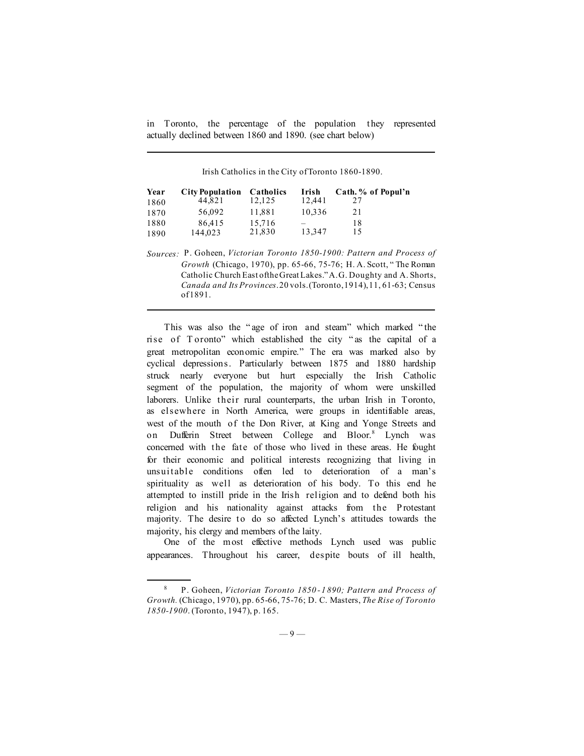in Toronto, the percentage of the population they represented actually declined between 1860 and 1890. (see chart below)

Irish Catholics in the City of Toronto 1860-1890.

| Year | City Population | Catholics | Irish | Cath. % of Popul'n |
|---|---|---|---|---|
| 1860 | 44,821 | 12,125 | 12,441 | 27 |
| 1870 | 56,092 | 11,881 | 10,336 | 21 |
| 1880 | 86,415 | 15,716 | – | 18 |
| 1890 | 144,023 | 21,830 | 13,347 | 15 |

*Sources:* P. Goheen, *Victorian Toronto 1850-1900: Pattern and Process of Growth* (Chicago, 1970), pp. 65-66, 75-76; H. A. Scott, "The Roman Catholic Church East of the Great Lakes." A.G. Doughty and A. Shorts, *Canada and Its Provinces*. 20 vols. (Toronto, 1914), 11, 61-63; Census of 1891.

This was also the "age of iron and steam" which marked "the rise of Toronto" which established the city "as the capital of a great metropolitan economic empire." The era was marked also by cyclical depressions. Particularly between 1875 and 1880 hardship struck nearly everyone but hurt especially the Irish Catholic segment of the population, the majority of whom were unskilled laborers. Unlike their rural counterparts, the urban Irish in Toronto, as elsewhere in North America, were groups in identifiable areas, west of the mouth of the Don River, at King and Yonge Streets and on Dufferin Street between College and Bloor.[8] Lynch was concerned with the fate of those who lived in these areas. He fought for their economic and political interests recognizing that living in unsuitable conditions often led to deterioration of a man's spirituality as well as deterioration of his body. To this end he attempted to instill pride in the Irish religion and to defend both his religion and his nationality against attacks from the Protestant majority. The desire to do so affected Lynch's attitudes towards the majority, his clergy and members of the laity.

One of the most effective methods Lynch used was public appearances. Throughout his career, despite bouts of ill health,

[8] P. Goheen, *Victorian Toronto 1850-1890; Pattern and Process of Growth.* (Chicago, 1970), pp. 65-66, 75-76; D. C. Masters, *The Rise of Toronto 1850-1900*. (Toronto, 1947), p. 165.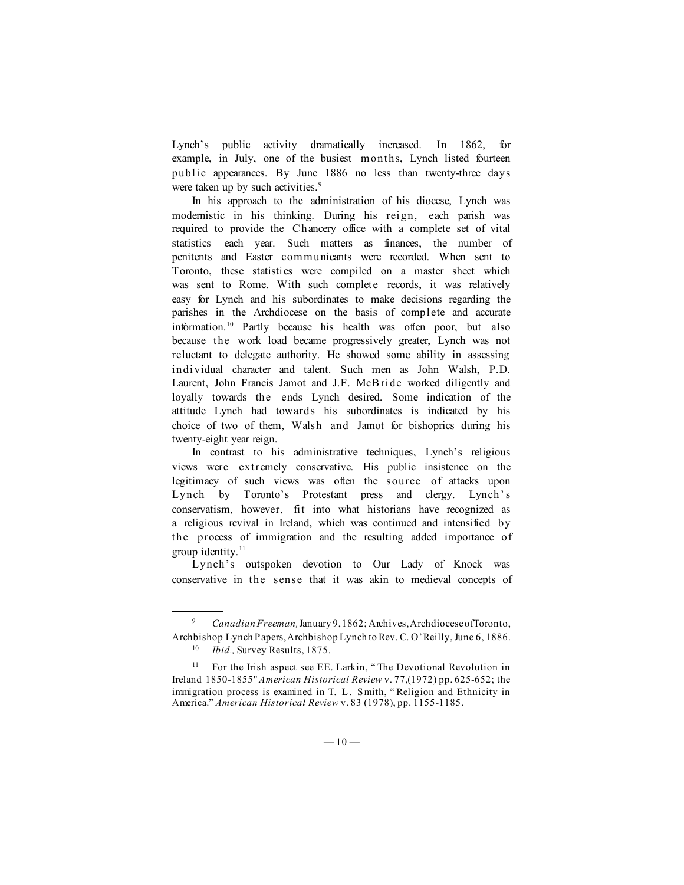Lynch's public activity dramatically increased. In 1862, for example, in July, one of the busiest months, Lynch listed fourteen public appearances. By June 1886 no less than twenty-three days were taken up by such activities.[9]

In his approach to the administration of his diocese, Lynch was modernistic in his thinking. During his reign, each parish was required to provide the Chancery office with a complete set of vital statistics each year. Such matters as finances, the number of penitents and Easter communicants were recorded. When sent to Toronto, these statistics were compiled on a master sheet which was sent to Rome. With such complete records, it was relatively easy for Lynch and his subordinates to make decisions regarding the parishes in the Archdiocese on the basis of complete and accurate information.[10] Partly because his health was often poor, but also because the work load became progressively greater, Lynch was not reluctant to delegate authority. He showed some ability in assessing individual character and talent. Such men as John Walsh, P.D. Laurent, John Francis Jamot and J.F. McBride worked diligently and loyally towards the ends Lynch desired. Some indication of the attitude Lynch had towards his subordinates is indicated by his choice of two of them, Walsh and Jamot for bishoprics during his twenty-eight year reign.

In contrast to his administrative techniques, Lynch's religious views were extremely conservative. His public insistence on the legitimacy of such views was often the source of attacks upon Lynch by Toronto's Protestant press and clergy. Lynch's conservatism, however, fit into what historians have recognized as a religious revival in Ireland, which was continued and intensified by the process of immigration and the resulting added importance of group identity.[11]

Lynch's outspoken devotion to Our Lady of Knock was conservative in the sense that it was akin to medieval concepts of

---

[9] *Canadian Freeman,* January 9, 1862; Archives, Archdiocese of Toronto, Archbishop Lynch Papers, Archbishop Lynch to Rev. C. O'Reilly, June 6, 1886.

[10] *Ibid.,* Survey Results, 1875.

[11] For the Irish aspect see EE. Larkin, "The Devotional Revolution in Ireland 1850-1855" *American Historical Review* v. 77,(1972) pp. 625-652; the immigration process is examined in T. L. Smith, "Religion and Ethnicity in America." *American Historical Review* v. 83 (1978), pp. 1155-1185.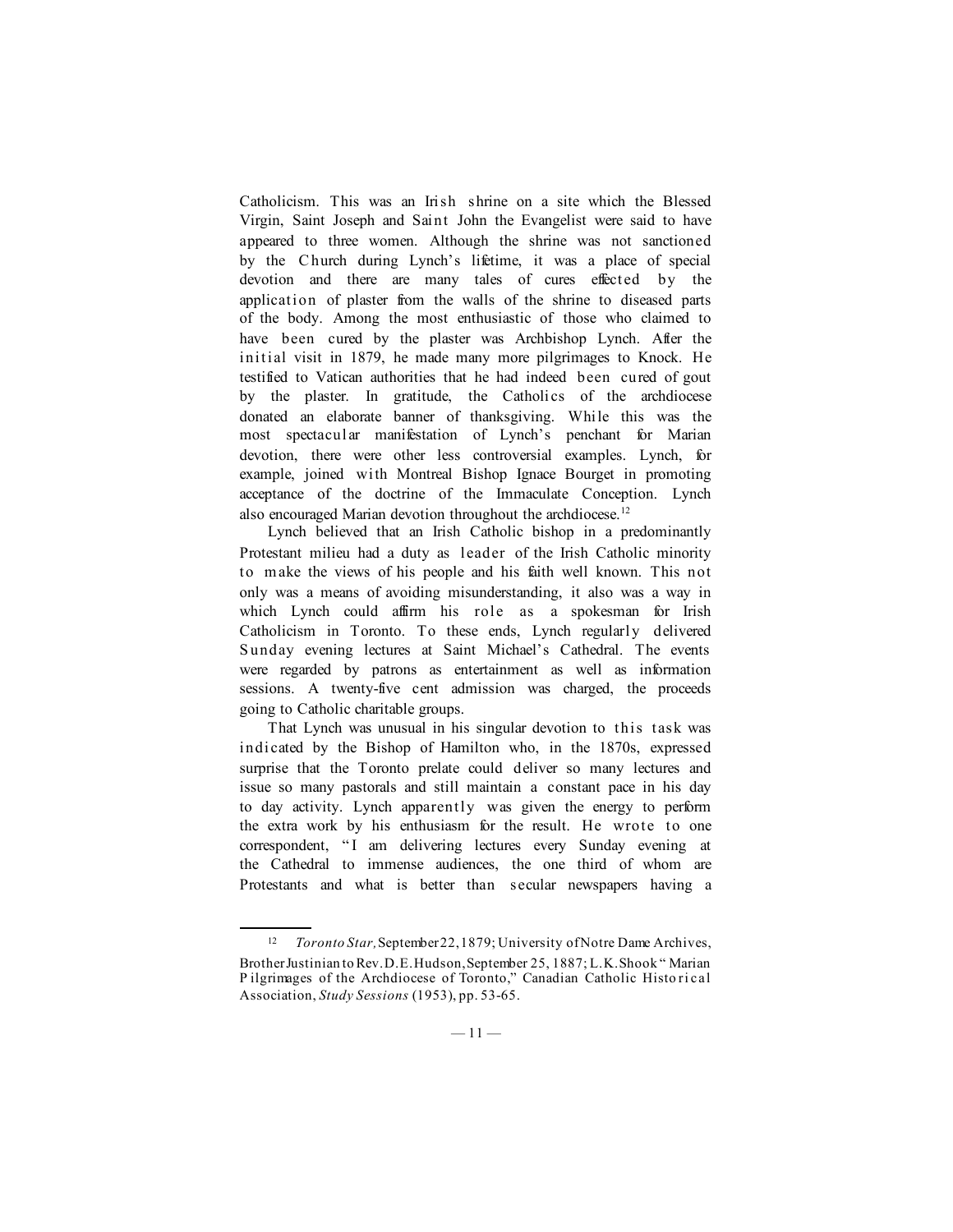Catholicism. This was an Irish shrine on a site which the Blessed Virgin, Saint Joseph and Saint John the Evangelist were said to have appeared to three women. Although the shrine was not sanctioned by the Church during Lynch's lifetime, it was a place of special devotion and there are many tales of cures effected by the application of plaster from the walls of the shrine to diseased parts of the body. Among the most enthusiastic of those who claimed to have been cured by the plaster was Archbishop Lynch. After the initial visit in 1879, he made many more pilgrimages to Knock. He testified to Vatican authorities that he had indeed been cured of gout by the plaster. In gratitude, the Catholics of the archdiocese donated an elaborate banner of thanksgiving. While this was the most spectacular manifestation of Lynch's penchant for Marian devotion, there were other less controversial examples. Lynch, for example, joined with Montreal Bishop Ignace Bourget in promoting acceptance of the doctrine of the Immaculate Conception. Lynch also encouraged Marian devotion throughout the archdiocese.[12]

Lynch believed that an Irish Catholic bishop in a predominantly Protestant milieu had a duty as leader of the Irish Catholic minority to make the views of his people and his faith well known. This not only was a means of avoiding misunderstanding, it also was a way in which Lynch could affirm his role as a spokesman for Irish Catholicism in Toronto. To these ends, Lynch regularly delivered Sunday evening lectures at Saint Michael's Cathedral. The events were regarded by patrons as entertainment as well as information sessions. A twenty-five cent admission was charged, the proceeds going to Catholic charitable groups.

That Lynch was unusual in his singular devotion to this task was indicated by the Bishop of Hamilton who, in the 1870s, expressed surprise that the Toronto prelate could deliver so many lectures and issue so many pastorals and still maintain a constant pace in his day to day activity. Lynch apparently was given the energy to perform the extra work by his enthusiasm for the result. He wrote to one correspondent, "I am delivering lectures every Sunday evening at the Cathedral to immense audiences, the one third of whom are Protestants and what is better than secular newspapers having a

---

[12] *Toronto Star,* September 22, 1879; University of Notre Dame Archives, Brother Justinian to Rev. D. E. Hudson, September 25, 1887; L. K. Shook "Marian Pilgrimages of the Archdiocese of Toronto," Canadian Catholic Historical Association, *Study Sessions* (1953), pp. 53-65.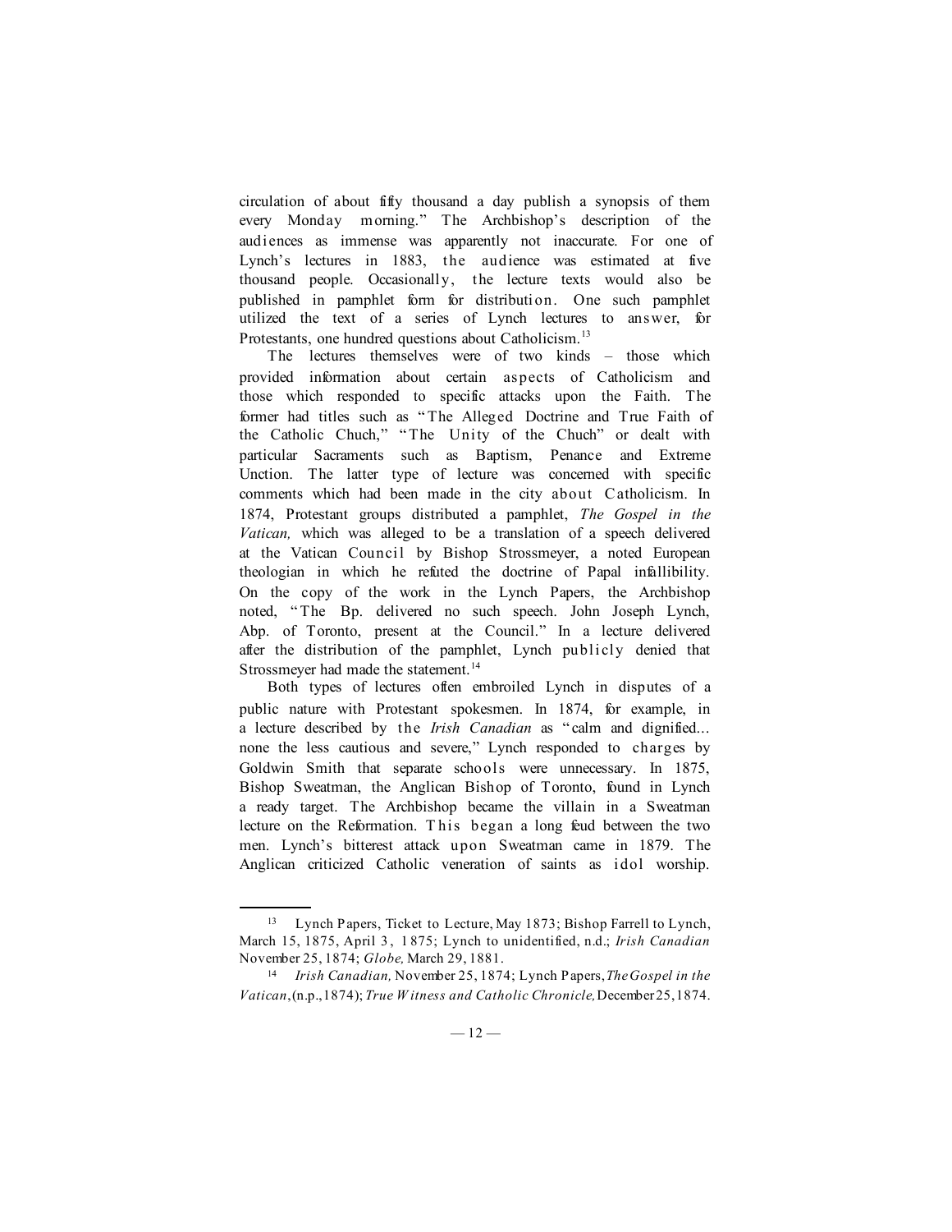circulation of about fifty thousand a day publish a synopsis of them every Monday morning." The Archbishop's description of the audiences as immense was apparently not inaccurate. For one of Lynch's lectures in 1883, the audience was estimated at five thousand people. Occasionally, the lecture texts would also be published in pamphlet form for distribution. One such pamphlet utilized the text of a series of Lynch lectures to answer, for Protestants, one hundred questions about Catholicism.[13]

The lectures themselves were of two kinds – those which provided information about certain aspects of Catholicism and those which responded to specific attacks upon the Faith. The former had titles such as "The Alleged Doctrine and True Faith of the Catholic Chuch," "The Unity of the Chuch" or dealt with particular Sacraments such as Baptism, Penance and Extreme Unction. The latter type of lecture was concerned with specific comments which had been made in the city about Catholicism. In 1874, Protestant groups distributed a pamphlet, *The Gospel in the Vatican,* which was alleged to be a translation of a speech delivered at the Vatican Council by Bishop Strossmeyer, a noted European theologian in which he refuted the doctrine of Papal infallibility. On the copy of the work in the Lynch Papers, the Archbishop noted, "The Bp. delivered no such speech. John Joseph Lynch, Abp. of Toronto, present at the Council." In a lecture delivered after the distribution of the pamphlet, Lynch publicly denied that Strossmeyer had made the statement.[14]

Both types of lectures often embroiled Lynch in disputes of a public nature with Protestant spokesmen. In 1874, for example, in a lecture described by the *Irish Canadian* as "calm and dignified... none the less cautious and severe," Lynch responded to charges by Goldwin Smith that separate schools were unnecessary. In 1875, Bishop Sweatman, the Anglican Bishop of Toronto, found in Lynch a ready target. The Archbishop became the villain in a Sweatman lecture on the Reformation. This began a long feud between the two men. Lynch's bitterest attack upon Sweatman came in 1879. The Anglican criticized Catholic veneration of saints as idol worship.

---

[13] Lynch Papers, Ticket to Lecture, May 1873; Bishop Farrell to Lynch, March 15, 1875, April 3, 1875; Lynch to unidentified, n.d.; *Irish Canadian* November 25, 1874; *Globe,* March 29, 1881.

[14] *Irish Canadian,* November 25, 1874; Lynch Papers, *The Gospel in the Vatican*, (n.p., 1874); *True Witness and Catholic Chronicle,* December 25, 1874.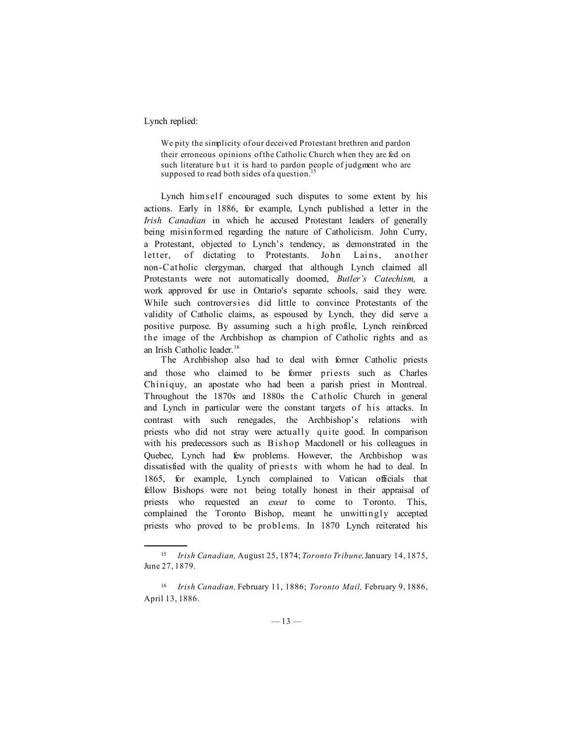Lynch replied:

> We pity the simplicity of our deceived Protestant brethren and pardon their erroneous opinions of the Catholic Church when they are fed on such literature but it is hard to pardon people of judgment who are supposed to read both sides of a question.[15]

Lynch himself encouraged such disputes to some extent by his actions. Early in 1886, for example, Lynch published a letter in the *Irish Canadian* in which he accused Protestant leaders of generally being misinformed regarding the nature of Catholicism. John Curry, a Protestant, objected to Lynch's tendency, as demonstrated in the letter, of dictating to Protestants. John Lains, another non-Catholic clergyman, charged that although Lynch claimed all Protestants were not automatically doomed, *Butler's Catechism,* a work approved for use in Ontario's separate schools, said they were. While such controversies did little to convince Protestants of the validity of Catholic claims, as espoused by Lynch, they did serve a positive purpose. By assuming such a high profile, Lynch reinforced the image of the Archbishop as champion of Catholic rights and as an Irish Catholic leader.[16]

The Archbishop also had to deal with former Catholic priests and those who claimed to be former priests such as Charles Chiniquy, an apostate who had been a parish priest in Montreal. Throughout the 1870s and 1880s the Catholic Church in general and Lynch in particular were the constant targets of his attacks. In contrast with such renegades, the Archbishop's relations with priests who did not stray were actually quite good. In comparison with his predecessors such as Bishop Macdonell or his colleagues in Quebec, Lynch had few problems. However, the Archbishop was dissatisfied with the quality of priests with whom he had to deal. In 1865, for example, Lynch complained to Vatican officials that fellow Bishops were not being totally honest in their appraisal of priests who requested an *exeat* to come to Toronto. This, complained the Toronto Bishop, meant he unwittingly accepted priests who proved to be problems. In 1870 Lynch reiterated his

---

15 *Irish Canadian,* August 25, 1874; *Toronto Tribune,* January 14, 1875, June 27, 1879.

16 *Irish Canadian,* February 11, 1886; *Toronto Mail,* February 9, 1886, April 13, 1886.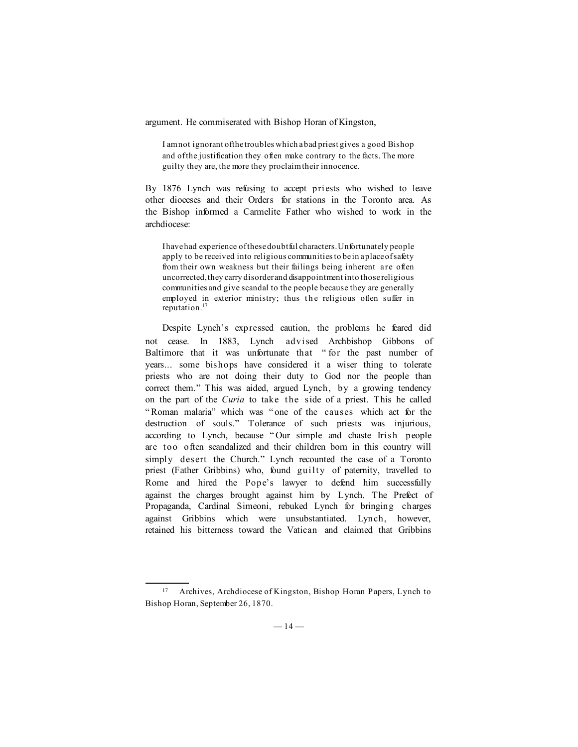argument. He commiserated with Bishop Horan of Kingston,

> I am not ignorant of the troubles which a bad priest gives a good Bishop and of the justification they often make contrary to the facts. The more guilty they are, the more they proclaim their innocence.

By 1876 Lynch was refusing to accept priests who wished to leave other dioceses and their Orders for stations in the Toronto area. As the Bishop informed a Carmelite Father who wished to work in the archdiocese:

> I have had experience of these doubtful characters. Unfortunately people apply to be received into religious communities to be in a place of safety from their own weakness but their failings being inherent are often uncorrected, they carry disorder and disappointment into those religious communities and give scandal to the people because they are generally employed in exterior ministry; thus the religious often suffer in reputation.[17]

Despite Lynch's expressed caution, the problems he feared did not cease. In 1883, Lynch advised Archbishop Gibbons of Baltimore that it was unfortunate that "for the past number of years... some bishops have considered it a wiser thing to tolerate priests who are not doing their duty to God nor the people than correct them." This was aided, argued Lynch, by a growing tendency on the part of the *Curia* to take the side of a priest. This he called "Roman malaria" which was "one of the causes which act for the destruction of souls." Tolerance of such priests was injurious, according to Lynch, because "Our simple and chaste Irish people are too often scandalized and their children born in this country will simply desert the Church." Lynch recounted the case of a Toronto priest (Father Gribbins) who, found guilty of paternity, travelled to Rome and hired the Pope's lawyer to defend him successfully against the charges brought against him by Lynch. The Prefect of Propaganda, Cardinal Simeoni, rebuked Lynch for bringing charges against Gribbins which were unsubstantiated. Lynch, however, retained his bitterness toward the Vatican and claimed that Gribbins

---

[17] Archives, Archdiocese of Kingston, Bishop Horan Papers, Lynch to Bishop Horan, September 26, 1870.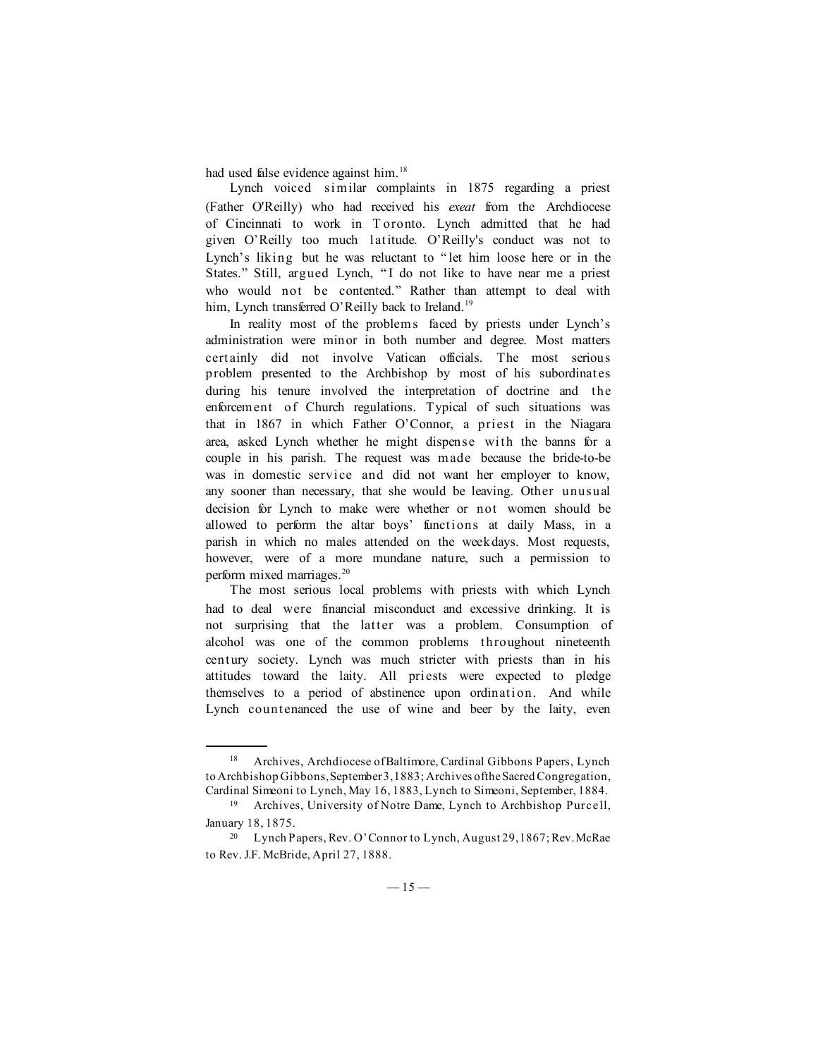had used false evidence against him.[18]

Lynch voiced similar complaints in 1875 regarding a priest (Father O'Reilly) who had received his *exeat* from the Archdiocese of Cincinnati to work in Toronto. Lynch admitted that he had given O'Reilly too much latitude. O'Reilly's conduct was not to Lynch's liking but he was reluctant to "let him loose here or in the States." Still, argued Lynch, "I do not like to have near me a priest who would not be contented." Rather than attempt to deal with him, Lynch transferred O'Reilly back to Ireland.[19]

In reality most of the problems faced by priests under Lynch's administration were minor in both number and degree. Most matters certainly did not involve Vatican officials. The most serious problem presented to the Archbishop by most of his subordinates during his tenure involved the interpretation of doctrine and the enforcement of Church regulations. Typical of such situations was that in 1867 in which Father O'Connor, a priest in the Niagara area, asked Lynch whether he might dispense with the banns for a couple in his parish. The request was made because the bride-to-be was in domestic service and did not want her employer to know, any sooner than necessary, that she would be leaving. Other unusual decision for Lynch to make were whether or not women should be allowed to perform the altar boys' functions at daily Mass, in a parish in which no males attended on the weekdays. Most requests, however, were of a more mundane nature, such a permission to perform mixed marriages.[20]

The most serious local problems with priests with which Lynch had to deal were financial misconduct and excessive drinking. It is not surprising that the latter was a problem. Consumption of alcohol was one of the common problems throughout nineteenth century society. Lynch was much stricter with priests than in his attitudes toward the laity. All priests were expected to pledge themselves to a period of abstinence upon ordination. And while Lynch countenanced the use of wine and beer by the laity, even

---

[18] Archives, Archdiocese of Baltimore, Cardinal Gibbons Papers, Lynch to Archbishop Gibbons, September 3, 1883; Archives of the Sacred Congregation, Cardinal Simeoni to Lynch, May 16, 1883, Lynch to Simeoni, September, 1884.

[19] Archives, University of Notre Dame, Lynch to Archbishop Purcell, January 18, 1875.

[20] Lynch Papers, Rev. O'Connor to Lynch, August 29, 1867; Rev. McRae to Rev. J.F. McBride, April 27, 1888.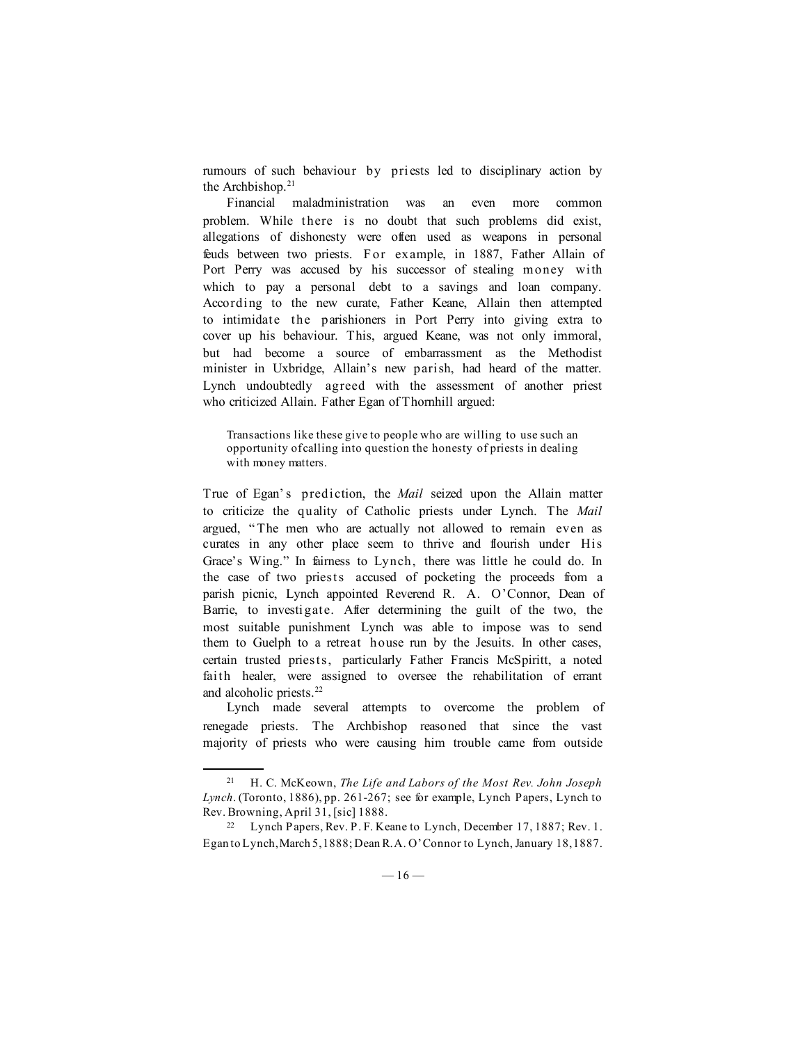rumours of such behaviour by priests led to disciplinary action by the Archbishop.[21]

Financial maladministration was an even more common problem. While there is no doubt that such problems did exist, allegations of dishonesty were often used as weapons in personal feuds between two priests. For example, in 1887, Father Allain of Port Perry was accused by his successor of stealing money with which to pay a personal debt to a savings and loan company. According to the new curate, Father Keane, Allain then attempted to intimidate the parishioners in Port Perry into giving extra to cover up his behaviour. This, argued Keane, was not only immoral, but had become a source of embarrassment as the Methodist minister in Uxbridge, Allain's new parish, had heard of the matter. Lynch undoubtedly agreed with the assessment of another priest who criticized Allain. Father Egan of Thornhill argued:

> Transactions like these give to people who are willing to use such an opportunity ofcalling into question the honesty of priests in dealing with money matters.

True of Egan's prediction, the *Mail* seized upon the Allain matter to criticize the quality of Catholic priests under Lynch. The *Mail* argued, "The men who are actually not allowed to remain even as curates in any other place seem to thrive and flourish under His Grace's Wing." In fairness to Lynch, there was little he could do. In the case of two priests accused of pocketing the proceeds from a parish picnic, Lynch appointed Reverend R. A. O'Connor, Dean of Barrie, to investigate. After determining the guilt of the two, the most suitable punishment Lynch was able to impose was to send them to Guelph to a retreat house run by the Jesuits. In other cases, certain trusted priests, particularly Father Francis McSpiritt, a noted faith healer, were assigned to oversee the rehabilitation of errant and alcoholic priests.[22]

Lynch made several attempts to overcome the problem of renegade priests. The Archbishop reasoned that since the vast majority of priests who were causing him trouble came from outside

---

[21] H. C. McKeown, *The Life and Labors of the Most Rev. John Joseph Lynch*. (Toronto, 1886), pp. 261-267; see for example, Lynch Papers, Lynch to Rev. Browning, April 31, [sic] 1888.

[22] Lynch Papers, Rev. P. F. Keane to Lynch, December 17, 1887; Rev. 1. Egan to Lynch, March 5, 1888; Dean R. A. O'Connor to Lynch, January 18, 1887.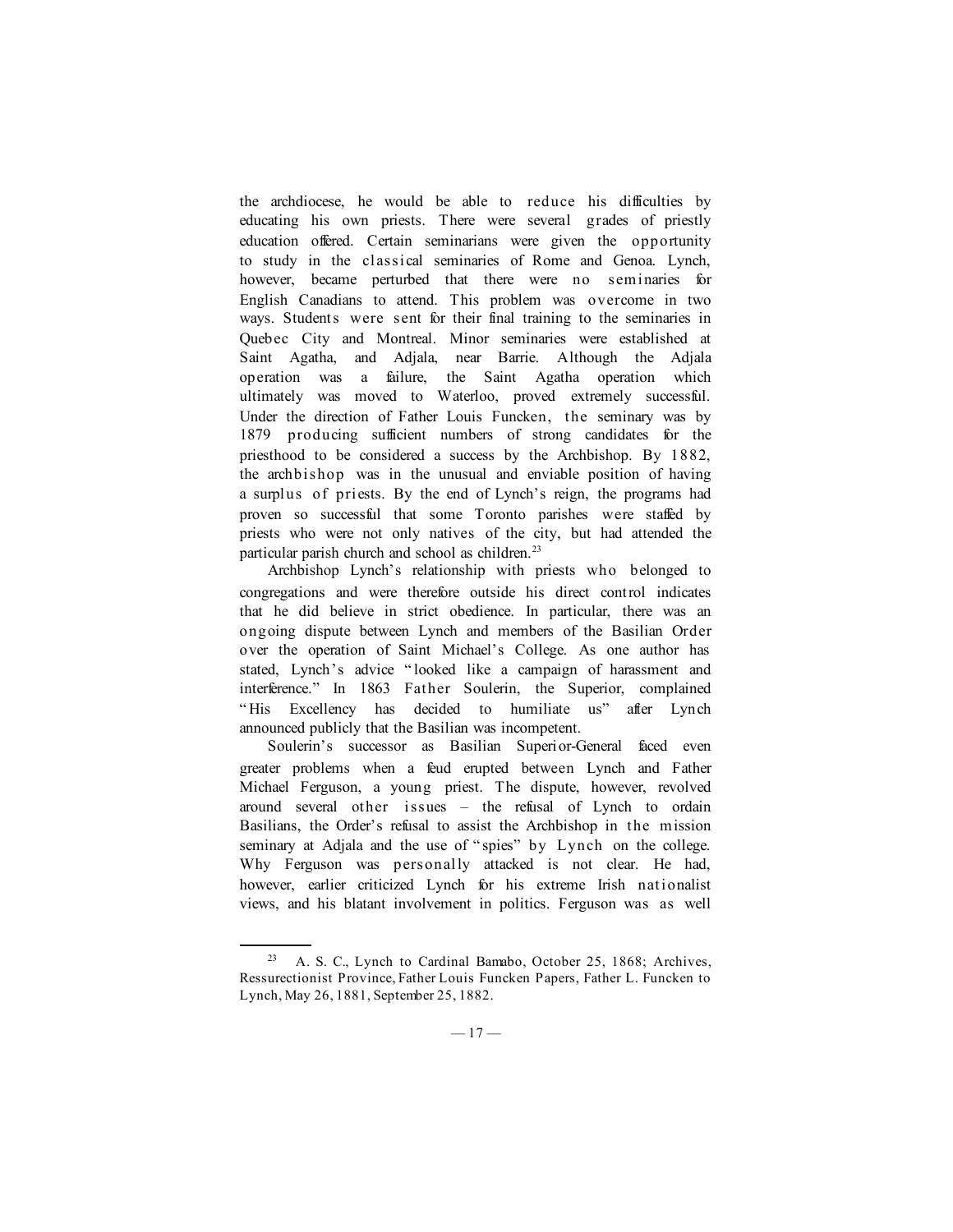the archdiocese, he would be able to reduce his difficulties by educating his own priests. There were several grades of priestly education offered. Certain seminarians were given the opportunity to study in the classical seminaries of Rome and Genoa. Lynch, however, became perturbed that there were no seminaries for English Canadians to attend. This problem was overcome in two ways. Students were sent for their final training to the seminaries in Quebec City and Montreal. Minor seminaries were established at Saint Agatha, and Adjala, near Barrie. Although the Adjala operation was a failure, the Saint Agatha operation which ultimately was moved to Waterloo, proved extremely successful. Under the direction of Father Louis Funcken, the seminary was by 1879 producing sufficient numbers of strong candidates for the priesthood to be considered a success by the Archbishop. By 1882, the archbishop was in the unusual and enviable position of having a surplus of priests. By the end of Lynch's reign, the programs had proven so successful that some Toronto parishes were staffed by priests who were not only natives of the city, but had attended the particular parish church and school as children.[23]

Archbishop Lynch's relationship with priests who belonged to congregations and were therefore outside his direct control indicates that he did believe in strict obedience. In particular, there was an ongoing dispute between Lynch and members of the Basilian Order over the operation of Saint Michael's College. As one author has stated, Lynch's advice "looked like a campaign of harassment and interference." In 1863 Father Soulerin, the Superior, complained "His Excellency has decided to humiliate us" after Lynch announced publicly that the Basilian was incompetent.

Soulerin's successor as Basilian Superior-General faced even greater problems when a feud erupted between Lynch and Father Michael Ferguson, a young priest. The dispute, however, revolved around several other issues – the refusal of Lynch to ordain Basilians, the Order's refusal to assist the Archbishop in the mission seminary at Adjala and the use of "spies" by Lynch on the college. Why Ferguson was personally attacked is not clear. He had, however, earlier criticized Lynch for his extreme Irish nationalist views, and his blatant involvement in politics. Ferguson was as well

---

[23] A. S. C., Lynch to Cardinal Bamabo, October 25, 1868; Archives, Ressurectionist Province, Father Louis Funcken Papers, Father L. Funcken to Lynch, May 26, 1881, September 25, 1882.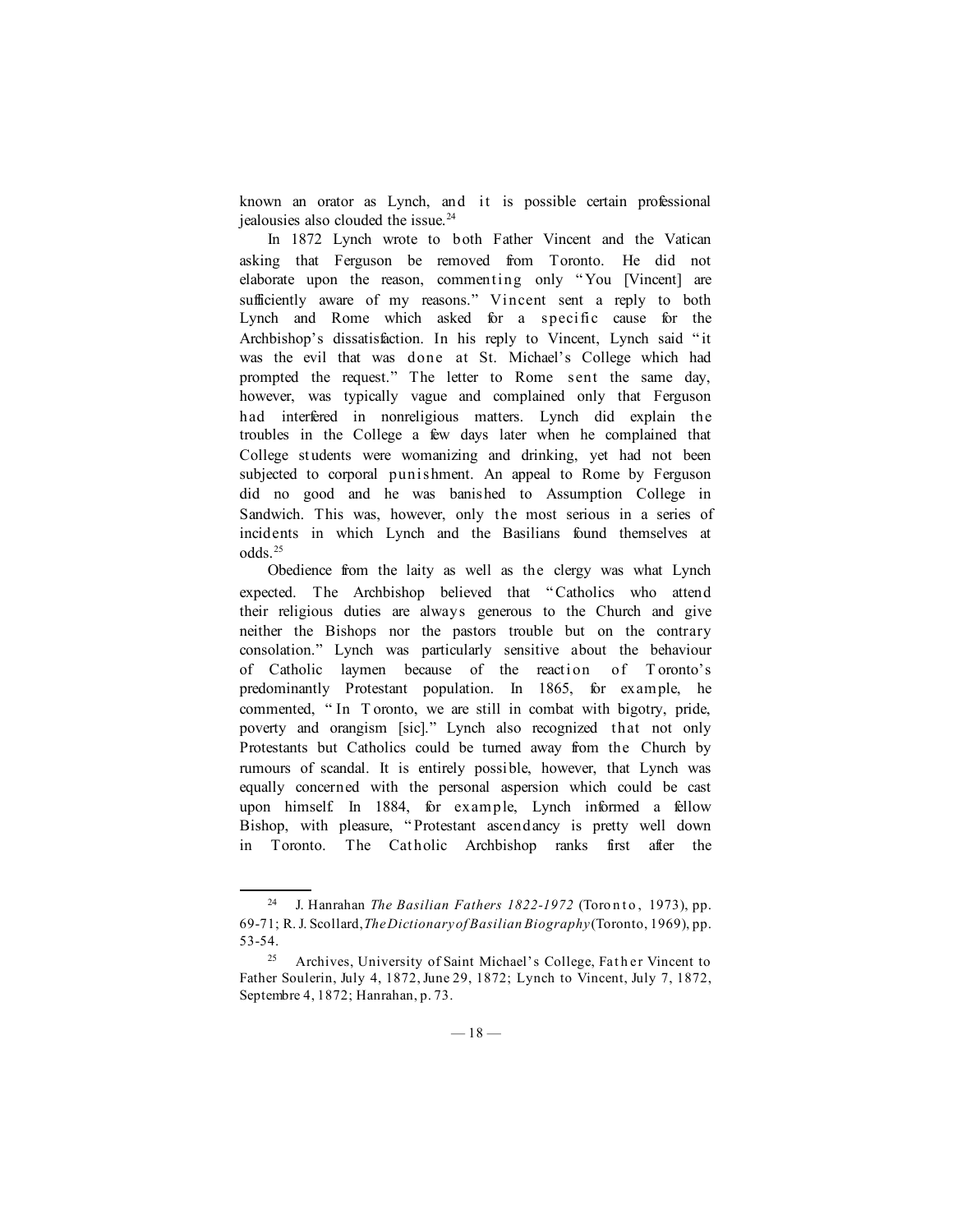known an orator as Lynch, and it is possible certain professional jealousies also clouded the issue.[24]

In 1872 Lynch wrote to both Father Vincent and the Vatican asking that Ferguson be removed from Toronto. He did not elaborate upon the reason, commenting only "You [Vincent] are sufficiently aware of my reasons." Vincent sent a reply to both Lynch and Rome which asked for a specific cause for the Archbishop's dissatisfaction. In his reply to Vincent, Lynch said "it was the evil that was done at St. Michael's College which had prompted the request." The letter to Rome sent the same day, however, was typically vague and complained only that Ferguson had interfered in nonreligious matters. Lynch did explain the troubles in the College a few days later when he complained that College students were womanizing and drinking, yet had not been subjected to corporal punishment. An appeal to Rome by Ferguson did no good and he was banished to Assumption College in Sandwich. This was, however, only the most serious in a series of incidents in which Lynch and the Basilians found themselves at odds.[25]

Obedience from the laity as well as the clergy was what Lynch expected. The Archbishop believed that "Catholics who attend their religious duties are always generous to the Church and give neither the Bishops nor the pastors trouble but on the contrary consolation." Lynch was particularly sensitive about the behaviour of Catholic laymen because of the reaction of Toronto's predominantly Protestant population. In 1865, for example, he commented, "In Toronto, we are still in combat with bigotry, pride, poverty and orangism [sic]." Lynch also recognized that not only Protestants but Catholics could be turned away from the Church by rumours of scandal. It is entirely possible, however, that Lynch was equally concerned with the personal aspersion which could be cast upon himself. In 1884, for example, Lynch informed a fellow Bishop, with pleasure, "Protestant ascendancy is pretty well down in Toronto. The Catholic Archbishop ranks first after the

---

[24] J. Hanrahan *The Basilian Fathers 1822-1972* (Toronto, 1973), pp. 69-71; R. J. Scollard, *The Dictionary of Basilian Biography* (Toronto, 1969), pp. 53-54.

[25] Archives, University of Saint Michael's College, Father Vincent to Father Soulerin, July 4, 1872, June 29, 1872; Lynch to Vincent, July 7, 1872, Septembre 4, 1872; Hanrahan, p. 73.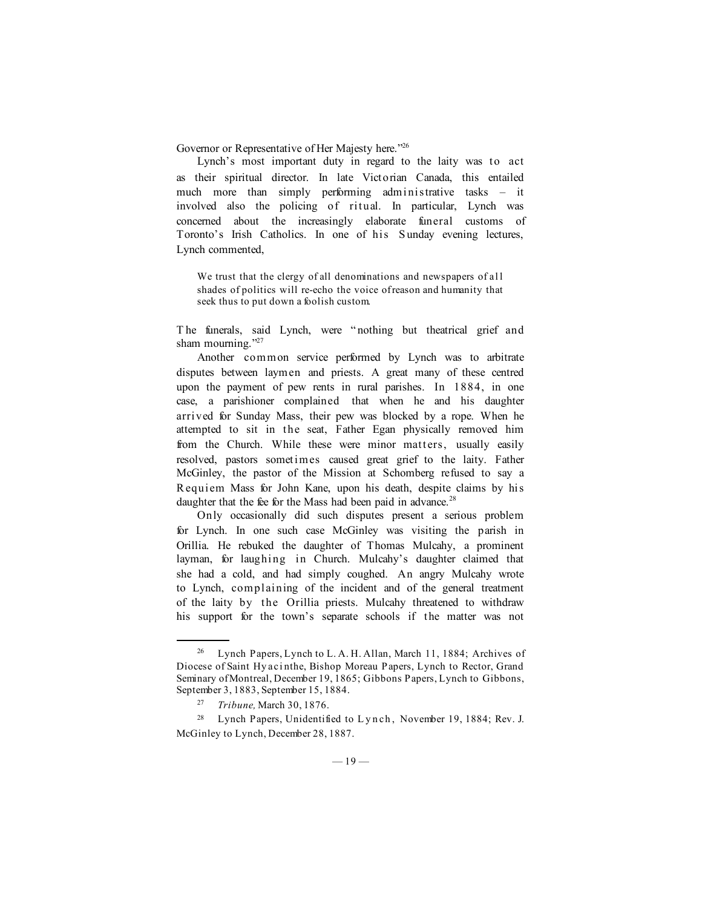Governor or Representative of Her Majesty here."[26]

Lynch's most important duty in regard to the laity was to act as their spiritual director. In late Victorian Canada, this entailed much more than simply performing administrative tasks – it involved also the policing of ritual. In particular, Lynch was concerned about the increasingly elaborate funeral customs of Toronto's Irish Catholics. In one of his Sunday evening lectures, Lynch commented,

> We trust that the clergy of all denominations and newspapers of all shades of politics will re-echo the voice of reason and humanity that seek thus to put down a foolish custom.

The funerals, said Lynch, were "nothing but theatrical grief and sham mourning."[27]

Another common service performed by Lynch was to arbitrate disputes between laymen and priests. A great many of these centred upon the payment of pew rents in rural parishes. In 1884, in one case, a parishioner complained that when he and his daughter arrived for Sunday Mass, their pew was blocked by a rope. When he attempted to sit in the seat, Father Egan physically removed him from the Church. While these were minor matters, usually easily resolved, pastors sometimes caused great grief to the laity. Father McGinley, the pastor of the Mission at Schomberg refused to say a Requiem Mass for John Kane, upon his death, despite claims by his daughter that the fee for the Mass had been paid in advance.[28]

Only occasionally did such disputes present a serious problem for Lynch. In one such case McGinley was visiting the parish in Orillia. He rebuked the daughter of Thomas Mulcahy, a prominent layman, for laughing in Church. Mulcahy's daughter claimed that she had a cold, and had simply coughed. An angry Mulcahy wrote to Lynch, complaining of the incident and of the general treatment of the laity by the Orillia priests. Mulcahy threatened to withdraw his support for the town's separate schools if the matter was not

---

[26] Lynch Papers, Lynch to L. A. H. Allan, March 11, 1884; Archives of Diocese of Saint Hyacinthe, Bishop Moreau Papers, Lynch to Rector, Grand Seminary of Montreal, December 19, 1865; Gibbons Papers, Lynch to Gibbons, September 3, 1883, September 15, 1884.

[27] *Tribune,* March 30, 1876.

[28] Lynch Papers, Unidentified to Lynch, November 19, 1884; Rev. J. McGinley to Lynch, December 28, 1887.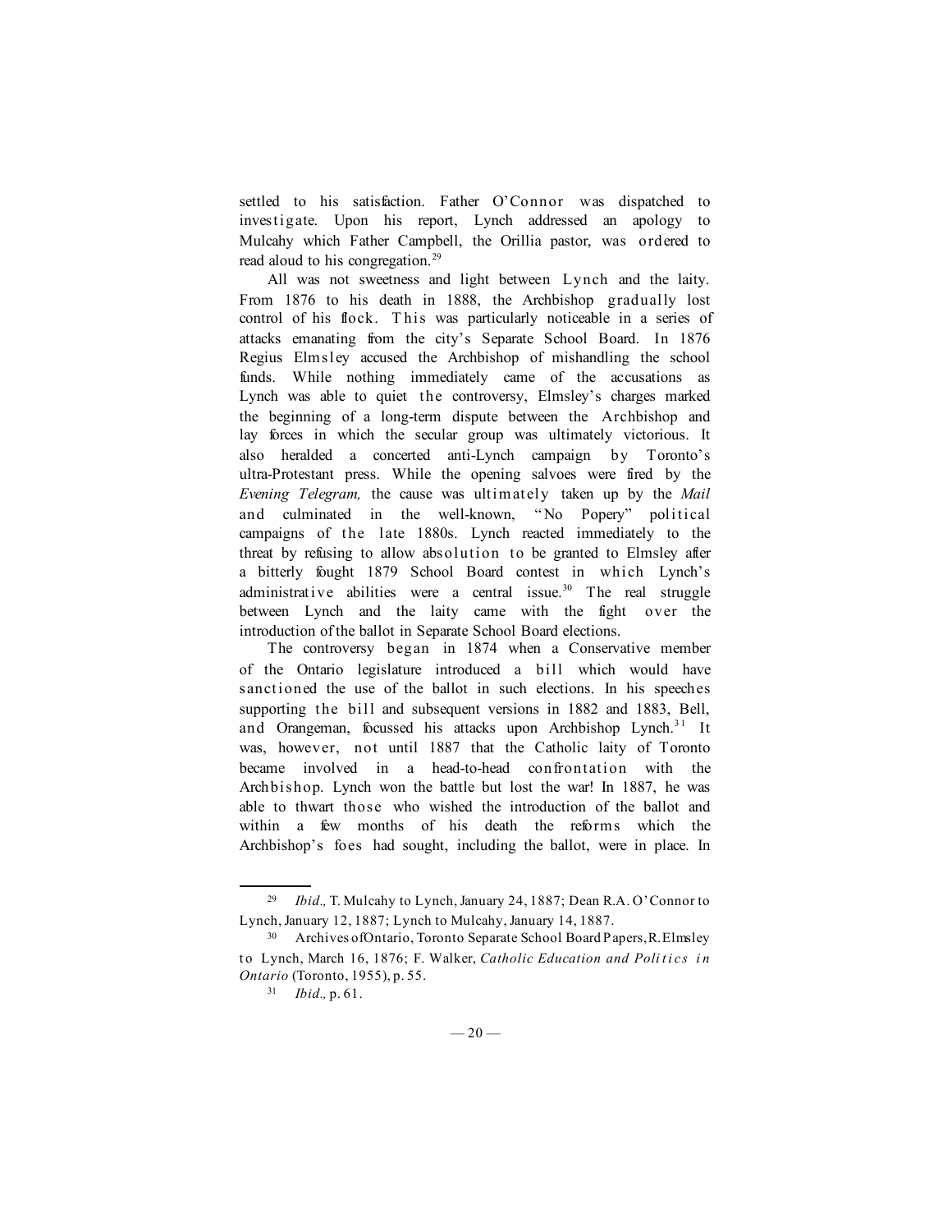settled to his satisfaction. Father O'Connor was dispatched to investigate. Upon his report, Lynch addressed an apology to Mulcahy which Father Campbell, the Orillia pastor, was ordered to read aloud to his congregation.[29]

All was not sweetness and light between Lynch and the laity. From 1876 to his death in 1888, the Archbishop gradually lost control of his flock. This was particularly noticeable in a series of attacks emanating from the city's Separate School Board. In 1876 Regius Elmsley accused the Archbishop of mishandling the school funds. While nothing immediately came of the accusations as Lynch was able to quiet the controversy, Elmsley's charges marked the beginning of a long-term dispute between the Archbishop and lay forces in which the secular group was ultimately victorious. It also heralded a concerted anti-Lynch campaign by Toronto's ultra-Protestant press. While the opening salvoes were fired by the *Evening Telegram,* the cause was ultimately taken up by the *Mail* and culminated in the well-known, "No Popery" political campaigns of the late 1880s. Lynch reacted immediately to the threat by refusing to allow absolution to be granted to Elmsley after a bitterly fought 1879 School Board contest in which Lynch's administrative abilities were a central issue.[30] The real struggle between Lynch and the laity came with the fight over the introduction of the ballot in Separate School Board elections.

The controversy began in 1874 when a Conservative member of the Ontario legislature introduced a bill which would have sanctioned the use of the ballot in such elections. In his speeches supporting the bill and subsequent versions in 1882 and 1883, Bell, and Orangeman, focussed his attacks upon Archbishop Lynch.[31] It was, however, not until 1887 that the Catholic laity of Toronto became involved in a head-to-head confrontation with the Archbishop. Lynch won the battle but lost the war! In 1887, he was able to thwart those who wished the introduction of the ballot and within a few months of his death the reforms which the Archbishop's foes had sought, including the ballot, were in place. In

---

[29] *Ibid.,* T. Mulcahy to Lynch, January 24, 1887; Dean R.A. O'Connor to Lynch, January 12, 1887; Lynch to Mulcahy, January 14, 1887.

[30] Archives of Ontario, Toronto Separate School Board Papers, R. Elmsley to Lynch, March 16, 1876; F. Walker, *Catholic Education and Politics in Ontario* (Toronto, 1955), p. 55.

[31] *Ibid.,* p. 61.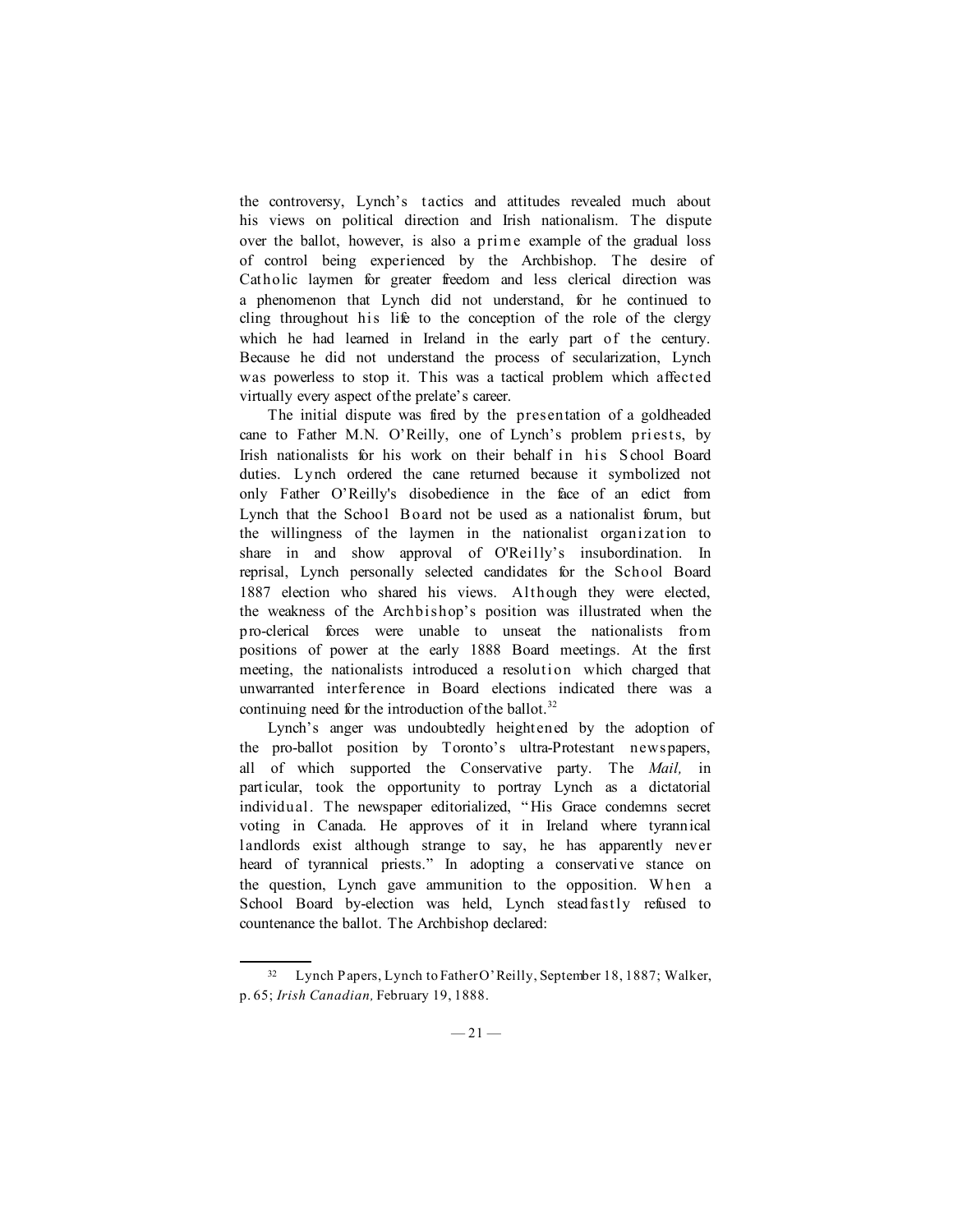the controversy, Lynch's tactics and attitudes revealed much about his views on political direction and Irish nationalism. The dispute over the ballot, however, is also a prime example of the gradual loss of control being experienced by the Archbishop. The desire of Catholic laymen for greater freedom and less clerical direction was a phenomenon that Lynch did not understand, for he continued to cling throughout his life to the conception of the role of the clergy which he had learned in Ireland in the early part of the century. Because he did not understand the process of secularization, Lynch was powerless to stop it. This was a tactical problem which affected virtually every aspect of the prelate's career.

The initial dispute was fired by the presentation of a goldheaded cane to Father M.N. O'Reilly, one of Lynch's problem priests, by Irish nationalists for his work on their behalf in his School Board duties. Lynch ordered the cane returned because it symbolized not only Father O'Reilly's disobedience in the face of an edict from Lynch that the School Board not be used as a nationalist forum, but the willingness of the laymen in the nationalist organization to share in and show approval of O'Reilly's insubordination. In reprisal, Lynch personally selected candidates for the School Board 1887 election who shared his views. Although they were elected, the weakness of the Archbishop's position was illustrated when the pro-clerical forces were unable to unseat the nationalists from positions of power at the early 1888 Board meetings. At the first meeting, the nationalists introduced a resolution which charged that unwarranted interference in Board elections indicated there was a continuing need for the introduction of the ballot.[32]

Lynch's anger was undoubtedly heightened by the adoption of the pro-ballot position by Toronto's ultra-Protestant newspapers, all of which supported the Conservative party. The *Mail,* in particular, took the opportunity to portray Lynch as a dictatorial individual. The newspaper editorialized, "His Grace condemns secret voting in Canada. He approves of it in Ireland where tyrannical landlords exist although strange to say, he has apparently never heard of tyrannical priests." In adopting a conservative stance on the question, Lynch gave ammunition to the opposition. When a School Board by-election was held, Lynch steadfastly refused to countenance the ballot. The Archbishop declared:

---

[32] Lynch Papers, Lynch to Father O'Reilly, September 18, 1887; Walker, p. 65; *Irish Canadian,* February 19, 1888.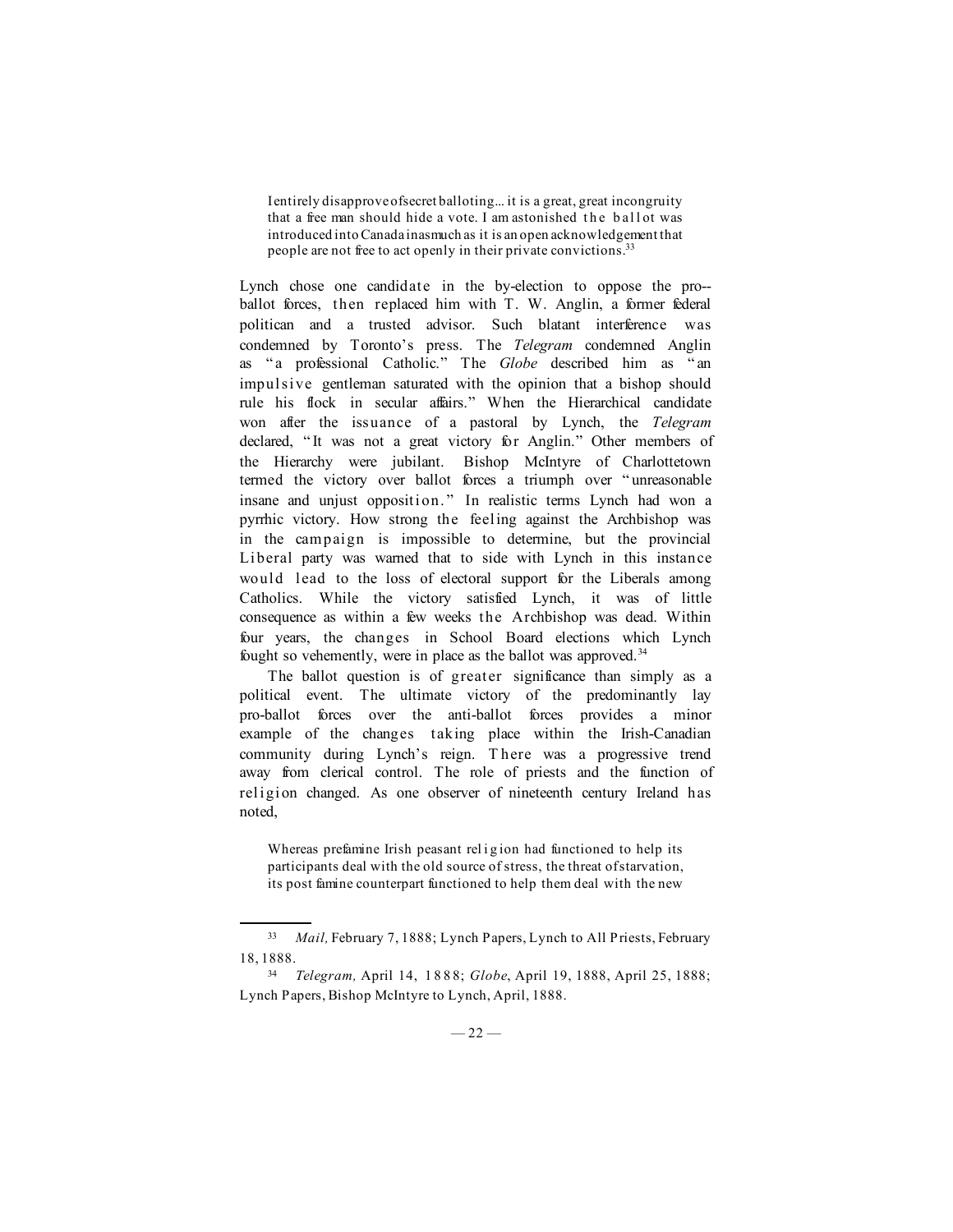> I entirely disapprove of secret balloting... it is a great, great incongruity that a free man should hide a vote. I am astonished the ballot was introduced into Canada inasmuch as it is an open acknowledgement that people are not free to act openly in their private convictions.[33]

Lynch chose one candidate in the by-election to oppose the pro--ballot forces, then replaced him with T. W. Anglin, a former federal politican and a trusted advisor. Such blatant interference was condemned by Toronto's press. The *Telegram* condemned Anglin as "a professional Catholic." The *Globe* described him as "an impulsive gentleman saturated with the opinion that a bishop should rule his flock in secular affairs." When the Hierarchical candidate won after the issuance of a pastoral by Lynch, the *Telegram* declared, "It was not a great victory for Anglin." Other members of the Hierarchy were jubilant. Bishop McIntyre of Charlottetown termed the victory over ballot forces a triumph over "unreasonable insane and unjust opposition." In realistic terms Lynch had won a pyrrhic victory. How strong the feeling against the Archbishop was in the campaign is impossible to determine, but the provincial Liberal party was warned that to side with Lynch in this instance would lead to the loss of electoral support for the Liberals among Catholics. While the victory satisfied Lynch, it was of little consequence as within a few weeks the Archbishop was dead. Within four years, the changes in School Board elections which Lynch fought so vehemently, were in place as the ballot was approved.[34]

The ballot question is of greater significance than simply as a political event. The ultimate victory of the predominantly lay pro-ballot forces over the anti-ballot forces provides a minor example of the changes taking place within the Irish-Canadian community during Lynch's reign. There was a progressive trend away from clerical control. The role of priests and the function of religion changed. As one observer of nineteenth century Ireland has noted,

> Whereas prefamine Irish peasant religion had functioned to help its participants deal with the old source of stress, the threat of starvation, its post famine counterpart functioned to help them deal with the new

---

[33] *Mail,* February 7, 1888; Lynch Papers, Lynch to All Priests, February 18, 1888.

[34] *Telegram,* April 14, 1888; *Globe*, April 19, 1888, April 25, 1888; Lynch Papers, Bishop McIntyre to Lynch, April, 1888.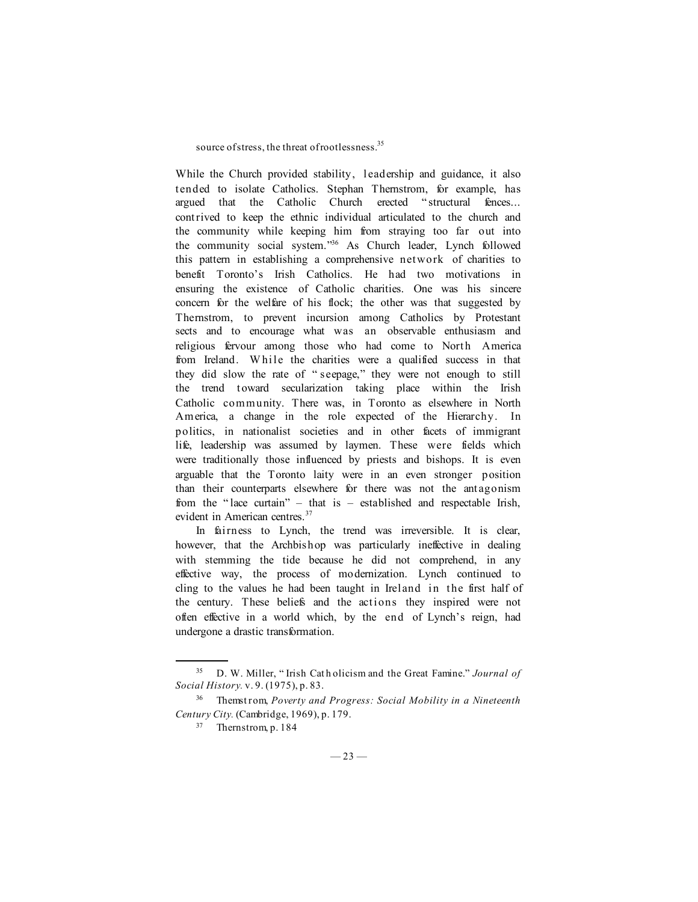source of stress, the threat of rootlessness.[35]

While the Church provided stability, leadership and guidance, it also tended to isolate Catholics. Stephan Thernstrom, for example, has argued that the Catholic Church erected "structural fences... contrived to keep the ethnic individual articulated to the church and the community while keeping him from straying too far out into the community social system."[36] As Church leader, Lynch followed this pattern in establishing a comprehensive network of charities to benefit Toronto's Irish Catholics. He had two motivations in ensuring the existence of Catholic charities. One was his sincere concern for the welfare of his flock; the other was that suggested by Thernstrom, to prevent incursion among Catholics by Protestant sects and to encourage what was an observable enthusiasm and religious fervour among those who had come to North America from Ireland. While the charities were a qualified success in that they did slow the rate of "seepage," they were not enough to still the trend toward secularization taking place within the Irish Catholic community. There was, in Toronto as elsewhere in North America, a change in the role expected of the Hierarchy. In politics, in nationalist societies and in other facets of immigrant life, leadership was assumed by laymen. These were fields which were traditionally those influenced by priests and bishops. It is even arguable that the Toronto laity were in an even stronger position than their counterparts elsewhere for there was not the antagonism from the "lace curtain" – that is – established and respectable Irish, evident in American centres.[37]

In fairness to Lynch, the trend was irreversible. It is clear, however, that the Archbishop was particularly ineffective in dealing with stemming the tide because he did not comprehend, in any effective way, the process of modernization. Lynch continued to cling to the values he had been taught in Ireland in the first half of the century. These beliefs and the actions they inspired were not often effective in a world which, by the end of Lynch's reign, had undergone a drastic transformation.

---

[35] D. W. Miller, "Irish Catholicism and the Great Famine." *Journal of Social History.* v. 9. (1975), p. 83.

[36] Themstrom, *Poverty and Progress: Social Mobility in a Nineteenth Century City.* (Cambridge, 1969), p. 179.

[37] Thernstrom, p. 184